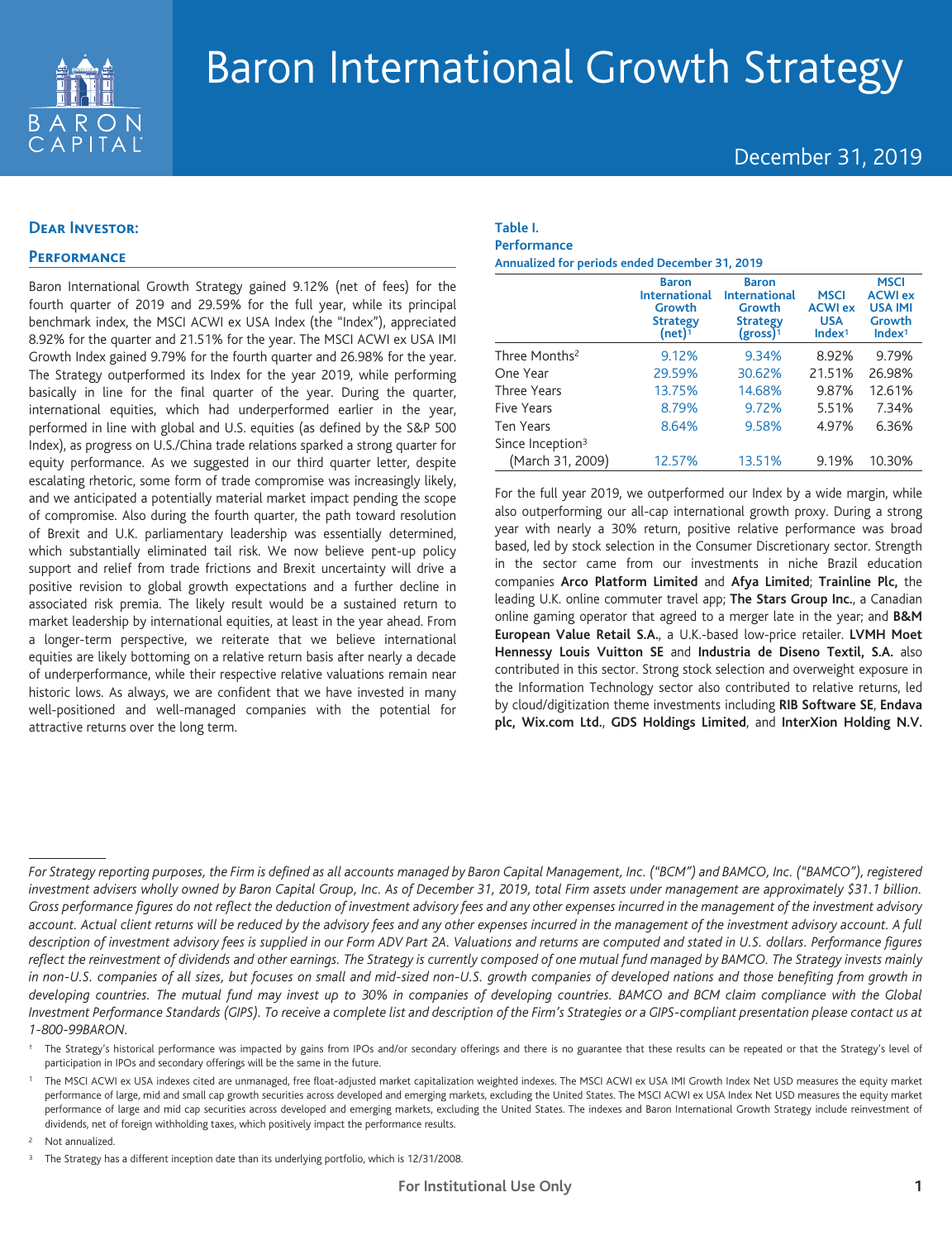# Baron International Growth Strategy

December 31, 2019

## Dear Investor:

### Performance

Baron International Growth Strategy gained 9.12% (net of fees) for the fourth quarter of 2019 and 29.59% for the full year, while its principal benchmark index, the MSCI ACWI ex USA Index (the "Index"), appreciated 8.92% for the quarter and 21.51% for the year. The MSCI ACWI ex USA IMI Growth Index gained 9.79% for the fourth quarter and 26.98% for the year. The Strategy outperformed its Index for the year 2019, while performing basically in line for the final quarter of the year. During the quarter, international equities, which had underperformed earlier in the year, performed in line with global and U.S. equities (as defined by the S&P 500 Index), as progress on U.S./China trade relations sparked a strong quarter for equity performance. As we suggested in our third quarter letter, despite escalating rhetoric, some form of trade compromise was increasingly likely, and we anticipated a potentially material market impact pending the scope of compromise. Also during the fourth quarter, the path toward resolution of Brexit and U.K. parliamentary leadership was essentially determined, which substantially eliminated tail risk. We now believe pent-up policy support and relief from trade frictions and Brexit uncertainty will drive a positive revision to global growth expectations and a further decline in associated risk premia. The likely result would be a sustained return to market leadership by international equities, at least in the year ahead. From a longer-term perspective, we reiterate that we believe international equities are likely bottoming on a relative return basis after nearly a decade of underperformance, while their respective relative valuations remain near historic lows. As always, we are confident that we have invested in many well-positioned and well-managed companies with the potential for attractive returns over the long term.

**Table I.**
**Performance**
**Annualized for periods ended December 31, 2019**

| | Baron International Growth Strategy (net)[1] | Baron International Growth Strategy (gross)[1] | MSCI ACWI ex USA Index[1] | MSCI ACWI ex USA IMI Growth Index[1] |
|---|---|---|---|---|
| Three Months[2] | 9.12% | 9.34% | 8.92% | 9.79% |
| One Year | 29.59% | 30.62% | 21.51% | 26.98% |
| Three Years | 13.75% | 14.68% | 9.87% | 12.61% |
| Five Years | 8.79% | 9.72% | 5.51% | 7.34% |
| Ten Years | 8.64% | 9.58% | 4.97% | 6.36% |
| Since Inception[3] (March 31, 2009) | 12.57% | 13.51% | 9.19% | 10.30% |

For the full year 2019, we outperformed our Index by a wide margin, while also outperforming our all-cap international growth proxy. During a strong year with nearly a 30% return, positive relative performance was broad based, led by stock selection in the Consumer Discretionary sector. Strength in the sector came from our investments in niche Brazil education companies **Arco Platform Limited** and **Afya Limited**; **Trainline Plc,** the leading U.K. online commuter travel app; **The Stars Group Inc.**, a Canadian online gaming operator that agreed to a merger late in the year; and **B&M European Value Retail S.A.**, a U.K.-based low-price retailer. **LVMH Moet Hennessy Louis Vuitton SE** and **Industria de Diseno Textil, S.A.** also contributed in this sector. Strong stock selection and overweight exposure in the Information Technology sector also contributed to relative returns, led by cloud/digitization theme investments including **RIB Software SE**, **Endava plc, Wix.com Ltd.**, **GDS Holdings Limited**, and **InterXion Holding N.V.**

---

*For Strategy reporting purposes, the Firm is defined as all accounts managed by Baron Capital Management, Inc. ("BCM") and BAMCO, Inc. ("BAMCO"), registered investment advisers wholly owned by Baron Capital Group, Inc. As of December 31, 2019, total Firm assets under management are approximately $31.1 billion. Gross performance figures do not reflect the deduction of investment advisory fees and any other expenses incurred in the management of the investment advisory account. Actual client returns will be reduced by the advisory fees and any other expenses incurred in the management of the investment advisory account. A full description of investment advisory fees is supplied in our Form ADV Part 2A. Valuations and returns are computed and stated in U.S. dollars. Performance figures reflect the reinvestment of dividends and other earnings. The Strategy is currently composed of one mutual fund managed by BAMCO. The Strategy invests mainly in non-U.S. companies of all sizes, but focuses on small and mid-sized non-U.S. growth companies of developed nations and those benefiting from growth in developing countries. The mutual fund may invest up to 30% in companies of developing countries. BAMCO and BCM claim compliance with the Global Investment Performance Standards (GIPS). To receive a complete list and description of the Firm's Strategies or a GIPS-compliant presentation please contact us at 1-800-99BARON.*

† The Strategy's historical performance was impacted by gains from IPOs and/or secondary offerings and there is no guarantee that these results can be repeated or that the Strategy's level of participation in IPOs and secondary offerings will be the same in the future.

[1] The MSCI ACWI ex USA indexes cited are unmanaged, free float-adjusted market capitalization weighted indexes. The MSCI ACWI ex USA IMI Growth Index Net USD measures the equity market performance of large, mid and small cap growth securities across developed and emerging markets, excluding the United States. The MSCI ACWI ex USA Index Net USD measures the equity market performance of large and mid cap securities across developed and emerging markets, excluding the United States. The indexes and Baron International Growth Strategy include reinvestment of dividends, net of foreign withholding taxes, which positively impact the performance results.

[2] Not annualized.

[3] The Strategy has a different inception date than its underlying portfolio, which is 12/31/2008.

For Institutional Use Only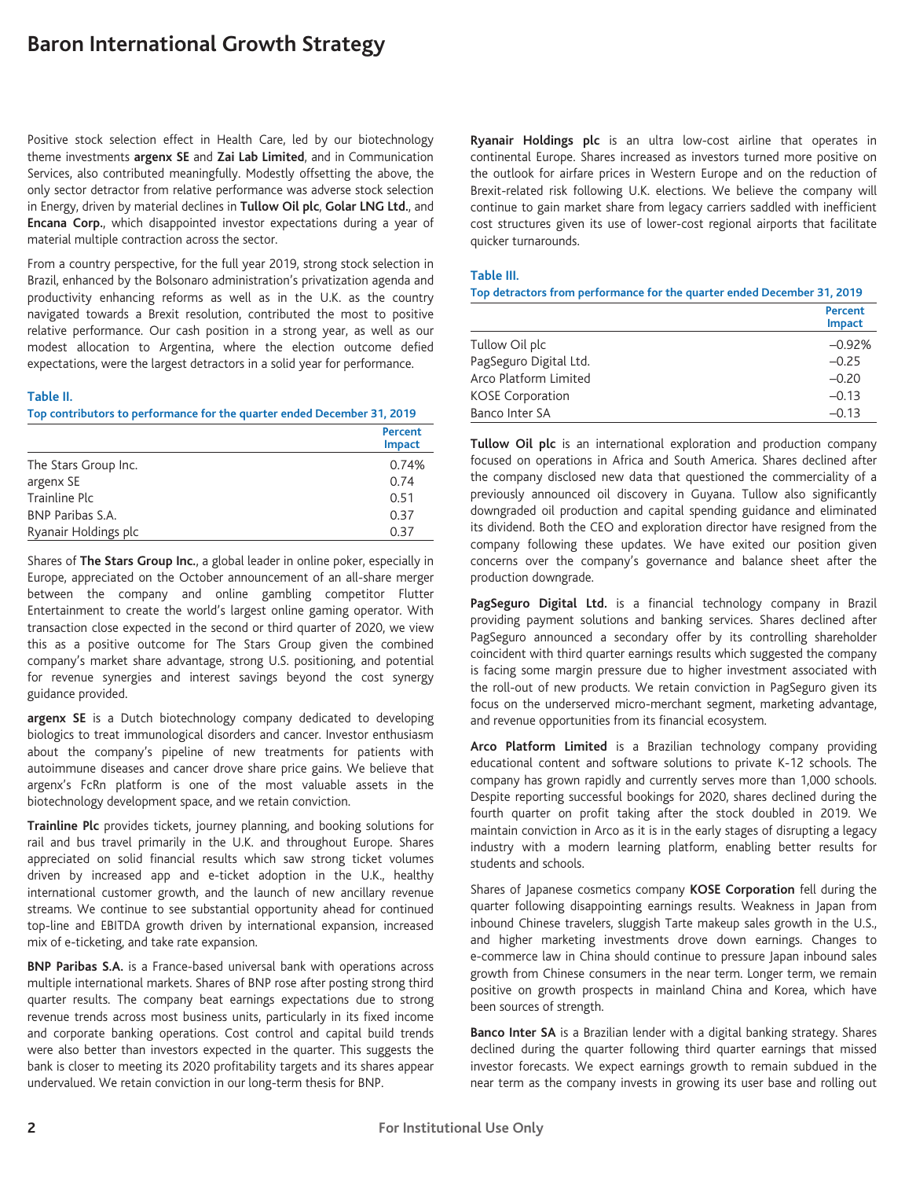Positive stock selection effect in Health Care, led by our biotechnology theme investments **argenx SE** and **Zai Lab Limited**, and in Communication Services, also contributed meaningfully. Modestly offsetting the above, the only sector detractor from relative performance was adverse stock selection in Energy, driven by material declines in **Tullow Oil plc**, **Golar LNG Ltd.**, and **Encana Corp.**, which disappointed investor expectations during a year of material multiple contraction across the sector.

From a country perspective, for the full year 2019, strong stock selection in Brazil, enhanced by the Bolsonaro administration's privatization agenda and productivity enhancing reforms as well as in the U.K. as the country navigated towards a Brexit resolution, contributed the most to positive relative performance. Our cash position in a strong year, as well as our modest allocation to Argentina, where the election outcome defied expectations, were the largest detractors in a solid year for performance.

**Table II.**

**Top contributors to performance for the quarter ended December 31, 2019**

| | Percent Impact |
|---|---|
| The Stars Group Inc. | 0.74% |
| argenx SE | 0.74 |
| Trainline Plc | 0.51 |
| BNP Paribas S.A. | 0.37 |
| Ryanair Holdings plc | 0.37 |

Shares of **The Stars Group Inc.**, a global leader in online poker, especially in Europe, appreciated on the October announcement of an all-share merger between the company and online gambling competitor Flutter Entertainment to create the world's largest online gaming operator. With transaction close expected in the second or third quarter of 2020, we view this as a positive outcome for The Stars Group given the combined company's market share advantage, strong U.S. positioning, and potential for revenue synergies and interest savings beyond the cost synergy guidance provided.

**argenx SE** is a Dutch biotechnology company dedicated to developing biologics to treat immunological disorders and cancer. Investor enthusiasm about the company's pipeline of new treatments for patients with autoimmune diseases and cancer drove share price gains. We believe that argenx's FcRn platform is one of the most valuable assets in the biotechnology development space, and we retain conviction.

**Trainline Plc** provides tickets, journey planning, and booking solutions for rail and bus travel primarily in the U.K. and throughout Europe. Shares appreciated on solid financial results which saw strong ticket volumes driven by increased app and e-ticket adoption in the U.K., healthy international customer growth, and the launch of new ancillary revenue streams. We continue to see substantial opportunity ahead for continued top-line and EBITDA growth driven by international expansion, increased mix of e-ticketing, and take rate expansion.

**BNP Paribas S.A.** is a France-based universal bank with operations across multiple international markets. Shares of BNP rose after posting strong third quarter results. The company beat earnings expectations due to strong revenue trends across most business units, particularly in its fixed income and corporate banking operations. Cost control and capital build trends were also better than investors expected in the quarter. This suggests the bank is closer to meeting its 2020 profitability targets and its shares appear undervalued. We retain conviction in our long-term thesis for BNP.

**Ryanair Holdings plc** is an ultra low-cost airline that operates in continental Europe. Shares increased as investors turned more positive on the outlook for airfare prices in Western Europe and on the reduction of Brexit-related risk following U.K. elections. We believe the company will continue to gain market share from legacy carriers saddled with inefficient cost structures given its use of lower-cost regional airports that facilitate quicker turnarounds.

**Table III.**

**Top detractors from performance for the quarter ended December 31, 2019**

| | Percent Impact |
|---|---|
| Tullow Oil plc | –0.92% |
| PagSeguro Digital Ltd. | –0.25 |
| Arco Platform Limited | –0.20 |
| KOSE Corporation | –0.13 |
| Banco Inter SA | –0.13 |

**Tullow Oil plc** is an international exploration and production company focused on operations in Africa and South America. Shares declined after the company disclosed new data that questioned the commerciality of a previously announced oil discovery in Guyana. Tullow also significantly downgraded oil production and capital spending guidance and eliminated its dividend. Both the CEO and exploration director have resigned from the company following these updates. We have exited our position given concerns over the company's governance and balance sheet after the production downgrade.

**PagSeguro Digital Ltd.** is a financial technology company in Brazil providing payment solutions and banking services. Shares declined after PagSeguro announced a secondary offer by its controlling shareholder coincident with third quarter earnings results which suggested the company is facing some margin pressure due to higher investment associated with the roll-out of new products. We retain conviction in PagSeguro given its focus on the underserved micro-merchant segment, marketing advantage, and revenue opportunities from its financial ecosystem.

**Arco Platform Limited** is a Brazilian technology company providing educational content and software solutions to private K-12 schools. The company has grown rapidly and currently serves more than 1,000 schools. Despite reporting successful bookings for 2020, shares declined during the fourth quarter on profit taking after the stock doubled in 2019. We maintain conviction in Arco as it is in the early stages of disrupting a legacy industry with a modern learning platform, enabling better results for students and schools.

Shares of Japanese cosmetics company **KOSE Corporation** fell during the quarter following disappointing earnings results. Weakness in Japan from inbound Chinese travelers, sluggish Tarte makeup sales growth in the U.S., and higher marketing investments drove down earnings. Changes to e-commerce law in China should continue to pressure Japan inbound sales growth from Chinese consumers in the near term. Longer term, we remain positive on growth prospects in mainland China and Korea, which have been sources of strength.

**Banco Inter SA** is a Brazilian lender with a digital banking strategy. Shares declined during the quarter following third quarter earnings that missed investor forecasts. We expect earnings growth to remain subdued in the near term as the company invests in growing its user base and rolling out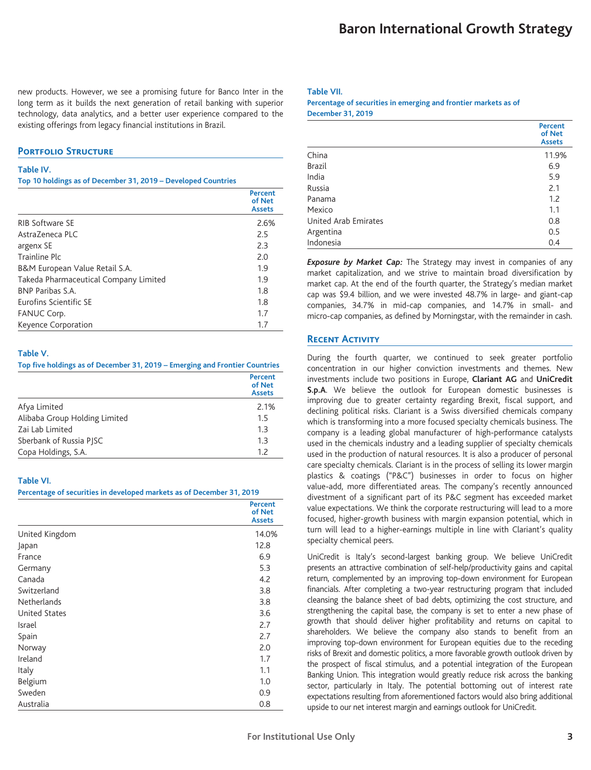new products. However, we see a promising future for Banco Inter in the long term as it builds the next generation of retail banking with superior technology, data analytics, and a better user experience compared to the existing offerings from legacy financial institutions in Brazil.

## Portfolio Structure

**Table IV.**
**Top 10 holdings as of December 31, 2019 – Developed Countries**

| | Percent of Net Assets |
|---|---|
| RIB Software SE | 2.6% |
| AstraZeneca PLC | 2.5 |
| argenx SE | 2.3 |
| Trainline Plc | 2.0 |
| B&M European Value Retail S.A. | 1.9 |
| Takeda Pharmaceutical Company Limited | 1.9 |
| BNP Paribas S.A. | 1.8 |
| Eurofins Scientific SE | 1.8 |
| FANUC Corp. | 1.7 |
| Keyence Corporation | 1.7 |

**Table V.**
**Top five holdings as of December 31, 2019 – Emerging and Frontier Countries**

| | Percent of Net Assets |
|---|---|
| Afya Limited | 2.1% |
| Alibaba Group Holding Limited | 1.5 |
| Zai Lab Limited | 1.3 |
| Sberbank of Russia PJSC | 1.3 |
| Copa Holdings, S.A. | 1.2 |

**Table VI.**
**Percentage of securities in developed markets as of December 31, 2019**

| | Percent of Net Assets |
|---|---|
| United Kingdom | 14.0% |
| Japan | 12.8 |
| France | 6.9 |
| Germany | 5.3 |
| Canada | 4.2 |
| Switzerland | 3.8 |
| Netherlands | 3.8 |
| United States | 3.6 |
| Israel | 2.7 |
| Spain | 2.7 |
| Norway | 2.0 |
| Ireland | 1.7 |
| Italy | 1.1 |
| Belgium | 1.0 |
| Sweden | 0.9 |
| Australia | 0.8 |

**Table VII.**
**Percentage of securities in emerging and frontier markets as of December 31, 2019**

| | Percent of Net Assets |
|---|---|
| China | 11.9% |
| Brazil | 6.9 |
| India | 5.9 |
| Russia | 2.1 |
| Panama | 1.2 |
| Mexico | 1.1 |
| United Arab Emirates | 0.8 |
| Argentina | 0.5 |
| Indonesia | 0.4 |

***Exposure by Market Cap:*** The Strategy may invest in companies of any market capitalization, and we strive to maintain broad diversification by market cap. At the end of the fourth quarter, the Strategy's median market cap was $9.4 billion, and we were invested 48.7% in large- and giant-cap companies, 34.7% in mid-cap companies, and 14.7% in small- and micro-cap companies, as defined by Morningstar, with the remainder in cash.

## Recent Activity

During the fourth quarter, we continued to seek greater portfolio concentration in our higher conviction investments and themes. New investments include two positions in Europe, **Clariant AG** and **UniCredit S.p.A**. We believe the outlook for European domestic businesses is improving due to greater certainty regarding Brexit, fiscal support, and declining political risks. Clariant is a Swiss diversified chemicals company which is transforming into a more focused specialty chemicals business. The company is a leading global manufacturer of high-performance catalysts used in the chemicals industry and a leading supplier of specialty chemicals used in the production of natural resources. It is also a producer of personal care specialty chemicals. Clariant is in the process of selling its lower margin plastics & coatings ("P&C") businesses in order to focus on higher value-add, more differentiated areas. The company's recently announced divestment of a significant part of its P&C segment has exceeded market value expectations. We think the corporate restructuring will lead to a more focused, higher-growth business with margin expansion potential, which in turn will lead to a higher-earnings multiple in line with Clariant's quality specialty chemical peers.

UniCredit is Italy's second-largest banking group. We believe UniCredit presents an attractive combination of self-help/productivity gains and capital return, complemented by an improving top-down environment for European financials. After completing a two-year restructuring program that included cleansing the balance sheet of bad debts, optimizing the cost structure, and strengthening the capital base, the company is set to enter a new phase of growth that should deliver higher profitability and returns on capital to shareholders. We believe the company also stands to benefit from an improving top-down environment for European equities due to the receding risks of Brexit and domestic politics, a more favorable growth outlook driven by the prospect of fiscal stimulus, and a potential integration of the European Banking Union. This integration would greatly reduce risk across the banking sector, particularly in Italy. The potential bottoming out of interest rate expectations resulting from aforementioned factors would also bring additional upside to our net interest margin and earnings outlook for UniCredit.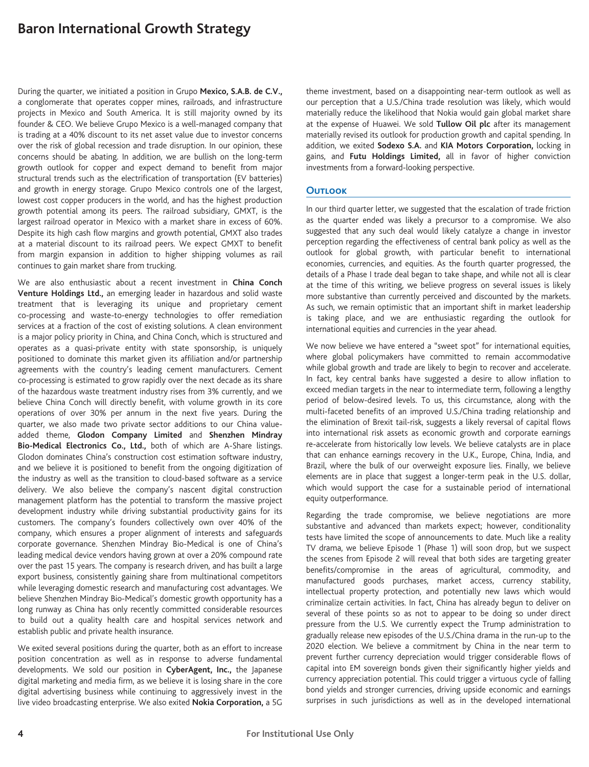During the quarter, we initiated a position in Grupo **Mexico, S.A.B. de C.V.,** a conglomerate that operates copper mines, railroads, and infrastructure projects in Mexico and South America. It is still majority owned by its founder & CEO. We believe Grupo Mexico is a well-managed company that is trading at a 40% discount to its net asset value due to investor concerns over the risk of global recession and trade disruption. In our opinion, these concerns should be abating. In addition, we are bullish on the long-term growth outlook for copper and expect demand to benefit from major structural trends such as the electrification of transportation (EV batteries) and growth in energy storage. Grupo Mexico controls one of the largest, lowest cost copper producers in the world, and has the highest production growth potential among its peers. The railroad subsidiary, GMXT, is the largest railroad operator in Mexico with a market share in excess of 60%. Despite its high cash flow margins and growth potential, GMXT also trades at a material discount to its railroad peers. We expect GMXT to benefit from margin expansion in addition to higher shipping volumes as rail continues to gain market share from trucking.

We are also enthusiastic about a recent investment in **China Conch Venture Holdings Ltd.,** an emerging leader in hazardous and solid waste treatment that is leveraging its unique and proprietary cement co-processing and waste-to-energy technologies to offer remediation services at a fraction of the cost of existing solutions. A clean environment is a major policy priority in China, and China Conch, which is structured and operates as a quasi-private entity with state sponsorship, is uniquely positioned to dominate this market given its affiliation and/or partnership agreements with the country's leading cement manufacturers. Cement co-processing is estimated to grow rapidly over the next decade as its share of the hazardous waste treatment industry rises from 3% currently, and we believe China Conch will directly benefit, with volume growth in its core operations of over 30% per annum in the next five years. During the quarter, we also made two private sector additions to our China value-added theme, **Glodon Company Limited** and **Shenzhen Mindray Bio-Medical Electronics Co., Ltd.,** both of which are A-Share listings. Glodon dominates China's construction cost estimation software industry, and we believe it is positioned to benefit from the ongoing digitization of the industry as well as the transition to cloud-based software as a service delivery. We also believe the company's nascent digital construction management platform has the potential to transform the massive project development industry while driving substantial productivity gains for its customers. The company's founders collectively own over 40% of the company, which ensures a proper alignment of interests and safeguards corporate governance. Shenzhen Mindray Bio-Medical is one of China's leading medical device vendors having grown at over a 20% compound rate over the past 15 years. The company is research driven, and has built a large export business, consistently gaining share from multinational competitors while leveraging domestic research and manufacturing cost advantages. We believe Shenzhen Mindray Bio-Medical's domestic growth opportunity has a long runway as China has only recently committed considerable resources to build out a quality health care and hospital services network and establish public and private health insurance.

We exited several positions during the quarter, both as an effort to increase position concentration as well as in response to adverse fundamental developments. We sold our position in **CyberAgent, Inc.,** the Japanese digital marketing and media firm, as we believe it is losing share in the core digital advertising business while continuing to aggressively invest in the live video broadcasting enterprise. We also exited **Nokia Corporation,** a 5G theme investment, based on a disappointing near-term outlook as well as our perception that a U.S./China trade resolution was likely, which would materially reduce the likelihood that Nokia would gain global market share at the expense of Huawei. We sold **Tullow Oil plc** after its management materially revised its outlook for production growth and capital spending. In addition, we exited **Sodexo S.A.** and **KIA Motors Corporation,** locking in gains, and **Futu Holdings Limited,** all in favor of higher conviction investments from a forward-looking perspective.

## Outlook

In our third quarter letter, we suggested that the escalation of trade friction as the quarter ended was likely a precursor to a compromise. We also suggested that any such deal would likely catalyze a change in investor perception regarding the effectiveness of central bank policy as well as the outlook for global growth, with particular benefit to international economies, currencies, and equities. As the fourth quarter progressed, the details of a Phase I trade deal began to take shape, and while not all is clear at the time of this writing, we believe progress on several issues is likely more substantive than currently perceived and discounted by the markets. As such, we remain optimistic that an important shift in market leadership is taking place, and we are enthusiastic regarding the outlook for international equities and currencies in the year ahead.

We now believe we have entered a "sweet spot" for international equities, where global policymakers have committed to remain accommodative while global growth and trade are likely to begin to recover and accelerate. In fact, key central banks have suggested a desire to allow inflation to exceed median targets in the near to intermediate term, following a lengthy period of below-desired levels. To us, this circumstance, along with the multi-faceted benefits of an improved U.S./China trading relationship and the elimination of Brexit tail-risk, suggests a likely reversal of capital flows into international risk assets as economic growth and corporate earnings re-accelerate from historically low levels. We believe catalysts are in place that can enhance earnings recovery in the U.K., Europe, China, India, and Brazil, where the bulk of our overweight exposure lies. Finally, we believe elements are in place that suggest a longer-term peak in the U.S. dollar, which would support the case for a sustainable period of international equity outperformance.

Regarding the trade compromise, we believe negotiations are more substantive and advanced than markets expect; however, conditionality tests have limited the scope of announcements to date. Much like a reality TV drama, we believe Episode 1 (Phase 1) will soon drop, but we suspect the scenes from Episode 2 will reveal that both sides are targeting greater benefits/compromise in the areas of agricultural, commodity, and manufactured goods purchases, market access, currency stability, intellectual property protection, and potentially new laws which would criminalize certain activities. In fact, China has already begun to deliver on several of these points so as not to appear to be doing so under direct pressure from the U.S. We currently expect the Trump administration to gradually release new episodes of the U.S./China drama in the run-up to the 2020 election. We believe a commitment by China in the near term to prevent further currency depreciation would trigger considerable flows of capital into EM sovereign bonds given their significantly higher yields and currency appreciation potential. This could trigger a virtuous cycle of falling bond yields and stronger currencies, driving upside economic and earnings surprises in such jurisdictions as well as in the developed international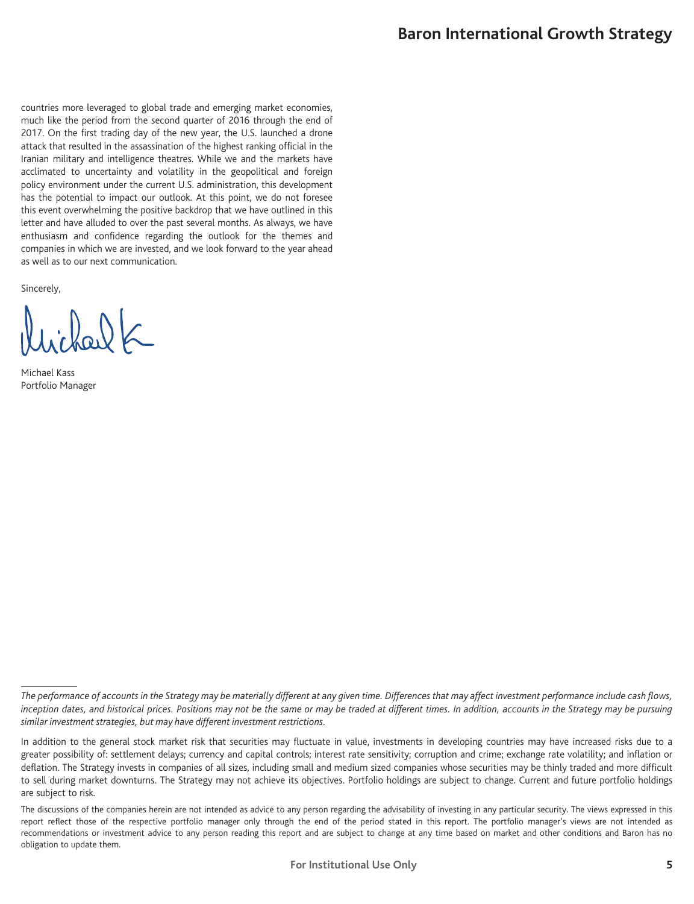countries more leveraged to global trade and emerging market economies, much like the period from the second quarter of 2016 through the end of 2017. On the first trading day of the new year, the U.S. launched a drone attack that resulted in the assassination of the highest ranking official in the Iranian military and intelligence theatres. While we and the markets have acclimated to uncertainty and volatility in the geopolitical and foreign policy environment under the current U.S. administration, this development has the potential to impact our outlook. At this point, we do not foresee this event overwhelming the positive backdrop that we have outlined in this letter and have alluded to over the past several months. As always, we have enthusiasm and confidence regarding the outlook for the themes and companies in which we are invested, and we look forward to the year ahead as well as to our next communication.

Sincerely,

Michael Kass
Portfolio Manager

---

*The performance of accounts in the Strategy may be materially different at any given time. Differences that may affect investment performance include cash flows, inception dates, and historical prices. Positions may not be the same or may be traded at different times. In addition, accounts in the Strategy may be pursuing similar investment strategies, but may have different investment restrictions.*

In addition to the general stock market risk that securities may fluctuate in value, investments in developing countries may have increased risks due to a greater possibility of: settlement delays; currency and capital controls; interest rate sensitivity; corruption and crime; exchange rate volatility; and inflation or deflation. The Strategy invests in companies of all sizes, including small and medium sized companies whose securities may be thinly traded and more difficult to sell during market downturns. The Strategy may not achieve its objectives. Portfolio holdings are subject to change. Current and future portfolio holdings are subject to risk.

The discussions of the companies herein are not intended as advice to any person regarding the advisability of investing in any particular security. The views expressed in this report reflect those of the respective portfolio manager only through the end of the period stated in this report. The portfolio manager's views are not intended as recommendations or investment advice to any person reading this report and are subject to change at any time based on market and other conditions and Baron has no obligation to update them.